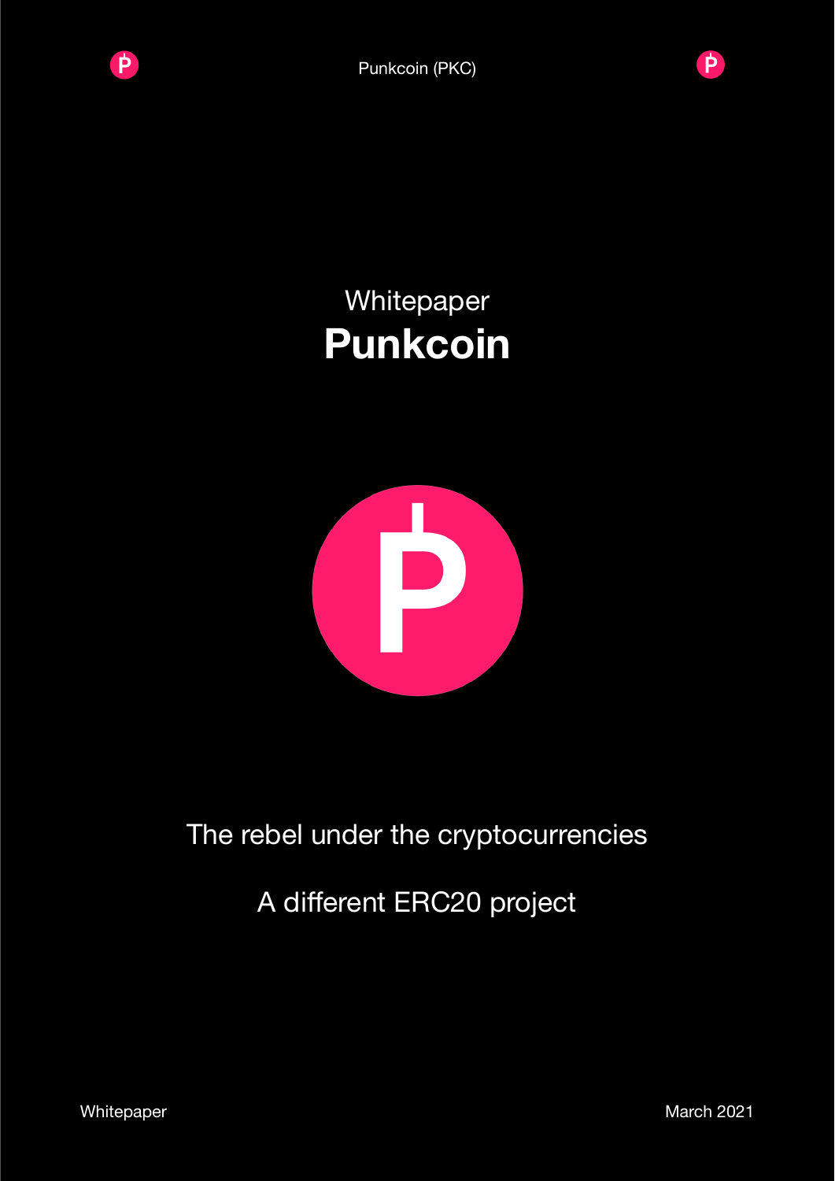Whitepaper

# Punkcoin

The rebel under the cryptocurrencies

A different ERC20 project

Whitepaper

March 2021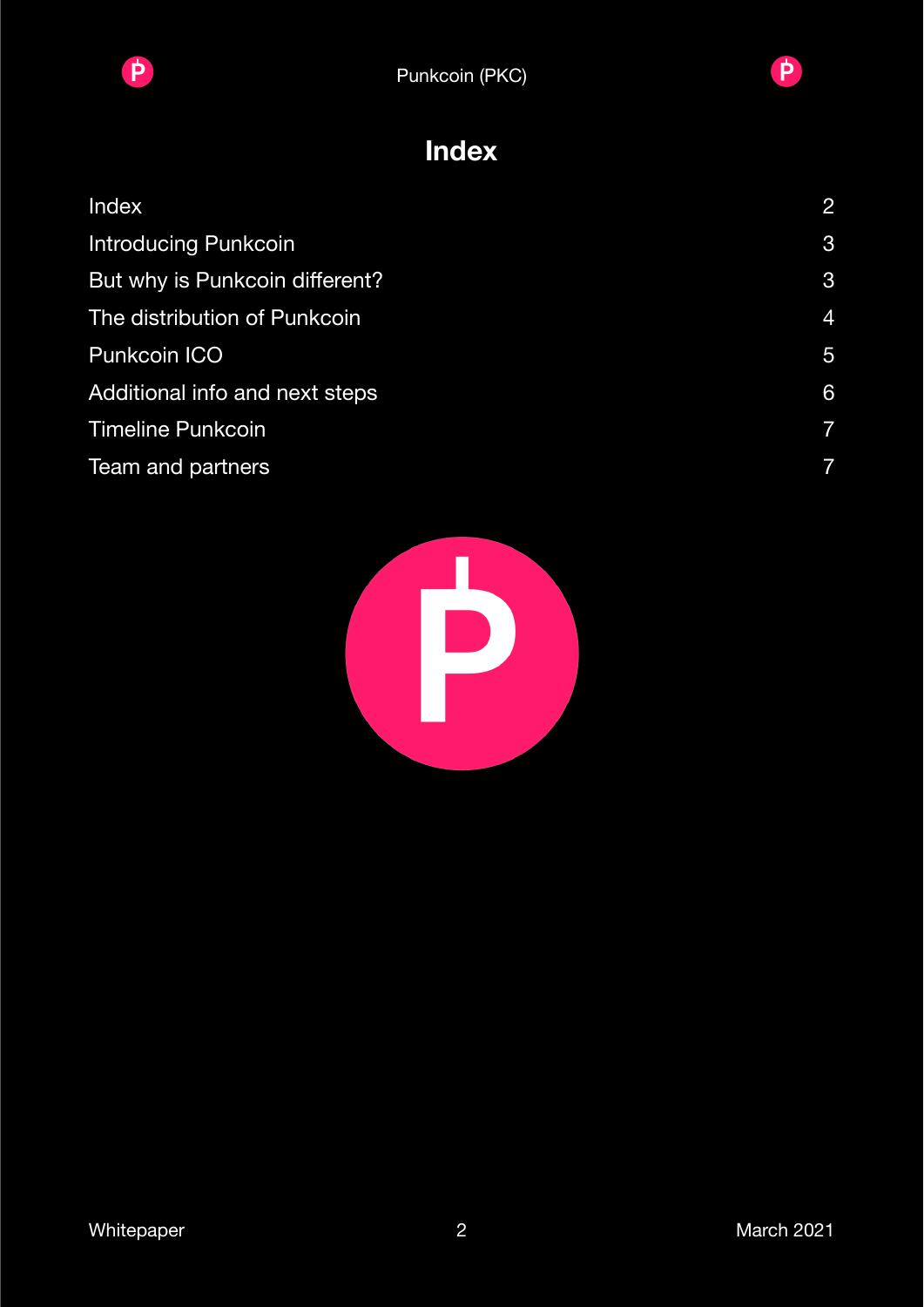# Index

| | |
|---|---|
| Index | 2 |
| Introducing Punkcoin | 3 |
| But why is Punkcoin different? | 3 |
| The distribution of Punkcoin | 4 |
| Punkcoin ICO | 5 |
| Additional info and next steps | 6 |
| Timeline Punkcoin | 7 |
| Team and partners | 7 |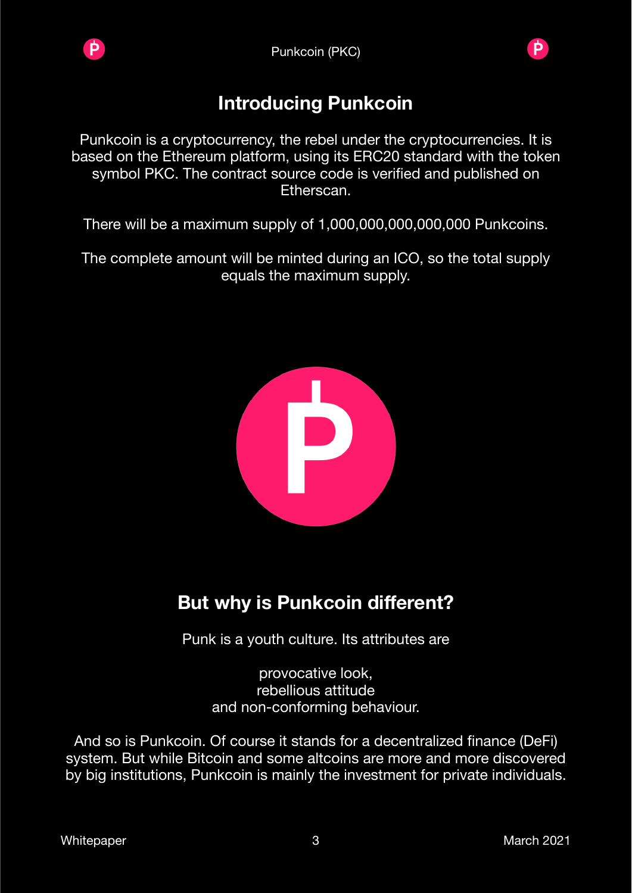## Introducing Punkcoin

Punkcoin is a cryptocurrency, the rebel under the cryptocurrencies. It is based on the Ethereum platform, using its ERC20 standard with the token symbol PKC. The contract source code is verified and published on Etherscan.

There will be a maximum supply of 1,000,000,000,000,000 Punkcoins.

The complete amount will be minted during an ICO, so the total supply equals the maximum supply.

## But why is Punkcoin different?

Punk is a youth culture. Its attributes are

provocative look,
rebellious attitude
and non-conforming behaviour.

And so is Punkcoin. Of course it stands for a decentralized finance (DeFi) system. But while Bitcoin and some altcoins are more and more discovered by big institutions, Punkcoin is mainly the investment for private individuals.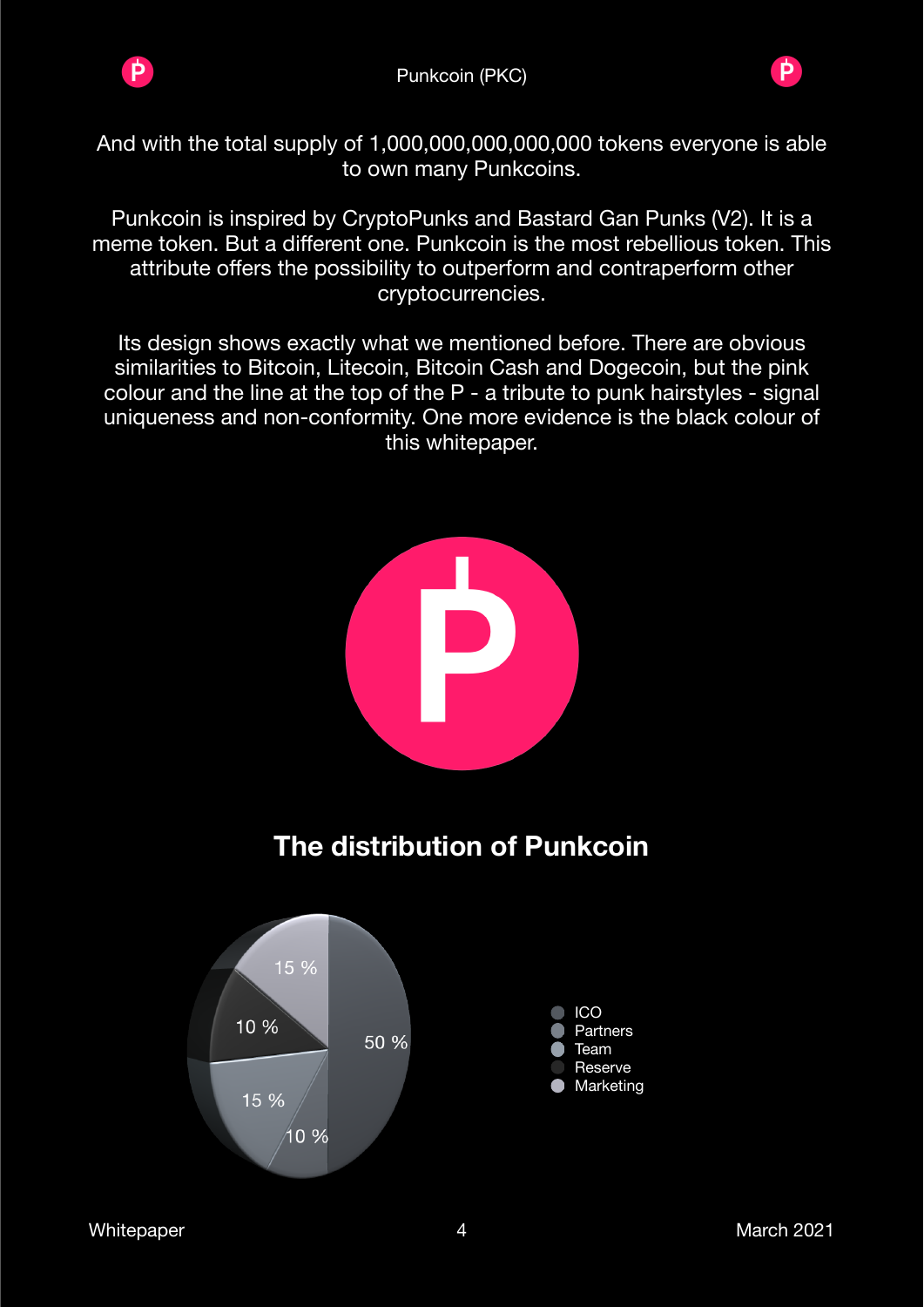And with the total supply of 1,000,000,000,000,000 tokens everyone is able to own many Punkcoins.

Punkcoin is inspired by CryptoPunks and Bastard Gan Punks (V2). It is a meme token. But a different one. Punkcoin is the most rebellious token. This attribute offers the possibility to outperform and contraperform other cryptocurrencies.

Its design shows exactly what we mentioned before. There are obvious similarities to Bitcoin, Litecoin, Bitcoin Cash and Dogecoin, but the pink colour and the line at the top of the P - a tribute to punk hairstyles - signal uniqueness and non-conformity. One more evidence is the black colour of this whitepaper.

## The distribution of Punkcoin

15 %
10 %
50 %
15 %
10 %

- ICO
- Partners
- Team
- Reserve
- Marketing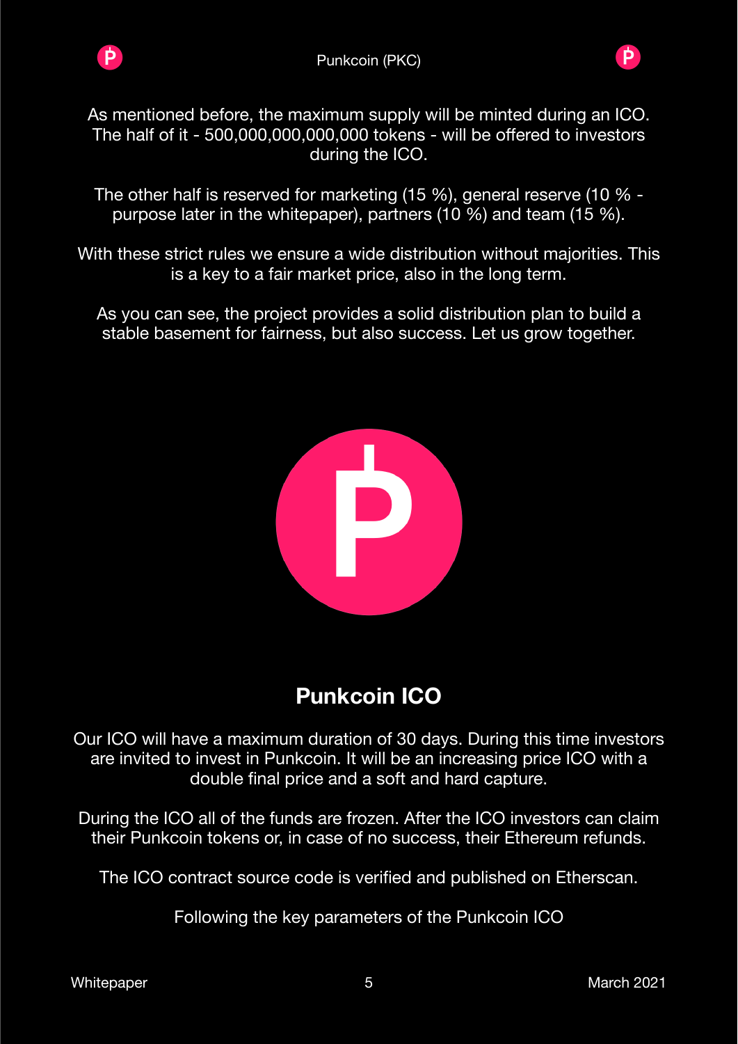As mentioned before, the maximum supply will be minted during an ICO. The half of it - 500,000,000,000,000 tokens - will be offered to investors during the ICO.

The other half is reserved for marketing (15 %), general reserve (10 % - purpose later in the whitepaper), partners (10 %) and team (15 %).

With these strict rules we ensure a wide distribution without majorities. This is a key to a fair market price, also in the long term.

As you can see, the project provides a solid distribution plan to build a stable basement for fairness, but also success. Let us grow together.

## Punkcoin ICO

Our ICO will have a maximum duration of 30 days. During this time investors are invited to invest in Punkcoin. It will be an increasing price ICO with a double final price and a soft and hard capture.

During the ICO all of the funds are frozen. After the ICO investors can claim their Punkcoin tokens or, in case of no success, their Ethereum refunds.

The ICO contract source code is verified and published on Etherscan.

Following the key parameters of the Punkcoin ICO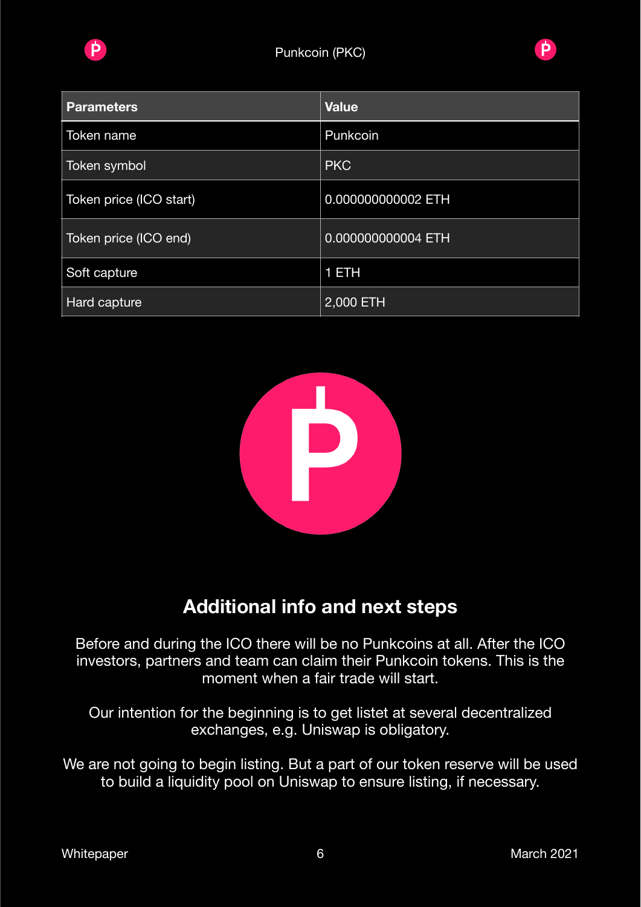| Parameters | Value |
| --- | --- |
| Token name | Punkcoin |
| Token symbol | PKC |
| Token price (ICO start) | 0.000000000002 ETH |
| Token price (ICO end) | 0.000000000004 ETH |
| Soft capture | 1 ETH |
| Hard capture | 2,000 ETH |

## Additional info and next steps

Before and during the ICO there will be no Punkcoins at all. After the ICO investors, partners and team can claim their Punkcoin tokens. This is the moment when a fair trade will start.

Our intention for the beginning is to get listet at several decentralized exchanges, e.g. Uniswap is obligatory.

We are not going to begin listing. But a part of our token reserve will be used to build a liquidity pool on Uniswap to ensure listing, if necessary.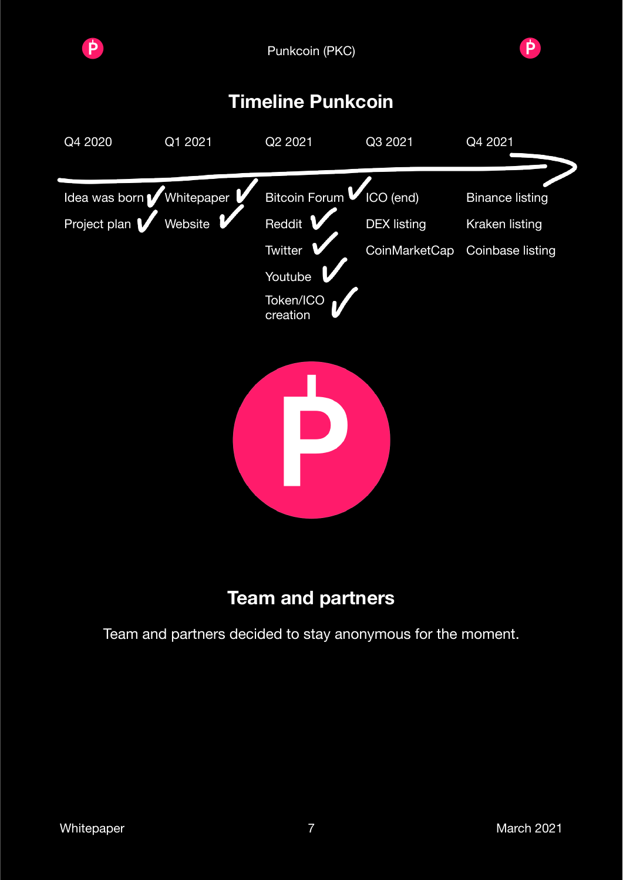## Timeline Punkcoin

Q4 2020

Idea was born

Project plan

Q1 2021

Whitepaper

Website

Q2 2021

Bitcoin Forum

Reddit

Twitter

Youtube

Token/ICO creation

Q3 2021

ICO (end)

DEX listing

CoinMarketCap

Q4 2021

Binance listing

Kraken listing

Coinbase listing

## Team and partners

Team and partners decided to stay anonymous for the moment.